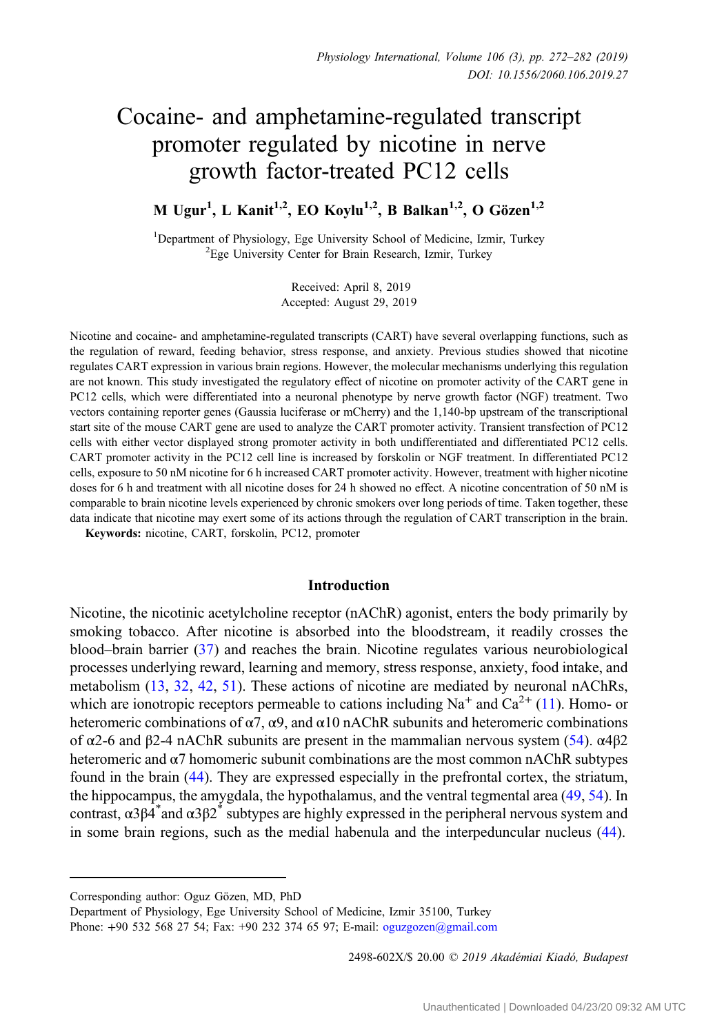# Cocaine- and amphetamine-regulated transcript promoter regulated by nicotine in nerve growth factor-treated PC12 cells

**M Ugur[1], L Kanit[1,2], EO Koylu[1,2], B Balkan[1,2], O Gözen[1,2]**

[1]Department of Physiology, Ege University School of Medicine, Izmir, Turkey
[2]Ege University Center for Brain Research, Izmir, Turkey

Received: April 8, 2019
Accepted: August 29, 2019

Nicotine and cocaine- and amphetamine-regulated transcripts (CART) have several overlapping functions, such as the regulation of reward, feeding behavior, stress response, and anxiety. Previous studies showed that nicotine regulates CART expression in various brain regions. However, the molecular mechanisms underlying this regulation are not known. This study investigated the regulatory effect of nicotine on promoter activity of the CART gene in PC12 cells, which were differentiated into a neuronal phenotype by nerve growth factor (NGF) treatment. Two vectors containing reporter genes (Gaussia luciferase or mCherry) and the 1,140-bp upstream of the transcriptional start site of the mouse CART gene are used to analyze the CART promoter activity. Transient transfection of PC12 cells with either vector displayed strong promoter activity in both undifferentiated and differentiated PC12 cells. CART promoter activity in the PC12 cell line is increased by forskolin or NGF treatment. In differentiated PC12 cells, exposure to 50 nM nicotine for 6 h increased CART promoter activity. However, treatment with higher nicotine doses for 6 h and treatment with all nicotine doses for 24 h showed no effect. A nicotine concentration of 50 nM is comparable to brain nicotine levels experienced by chronic smokers over long periods of time. Taken together, these data indicate that nicotine may exert some of its actions through the regulation of CART transcription in the brain.

**Keywords:** nicotine, CART, forskolin, PC12, promoter

## Introduction

Nicotine, the nicotinic acetylcholine receptor (nAChR) agonist, enters the body primarily by smoking tobacco. After nicotine is absorbed into the bloodstream, it readily crosses the blood–brain barrier (37) and reaches the brain. Nicotine regulates various neurobiological processes underlying reward, learning and memory, stress response, anxiety, food intake, and metabolism (13, 32, 42, 51). These actions of nicotine are mediated by neuronal nAChRs, which are ionotropic receptors permeable to cations including $Na^+$ and $Ca^{2+}$ (11). Homo- or heteromeric combinations of α7, α9, and α10 nAChR subunits and heteromeric combinations of α2-6 and β2-4 nAChR subunits are present in the mammalian nervous system (54). α4β2 heteromeric and α7 homomeric subunit combinations are the most common nAChR subtypes found in the brain (44). They are expressed especially in the prefrontal cortex, the striatum, the hippocampus, the amygdala, the hypothalamus, and the ventral tegmental area (49, 54). In contrast, $\alpha3\beta4^*$ and $\alpha3\beta2^*$ subtypes are highly expressed in the peripheral nervous system and in some brain regions, such as the medial habenula and the interpeduncular nucleus (44).

Corresponding author: Oguz Gözen, MD, PhD
Department of Physiology, Ege University School of Medicine, Izmir 35100, Turkey
Phone: +90 532 568 27 54; Fax: +90 232 374 65 97; E-mail: oguzgozen@gmail.com

2498-602X/$ 20.00 © 2019 Akadémiai Kiadó, Budapest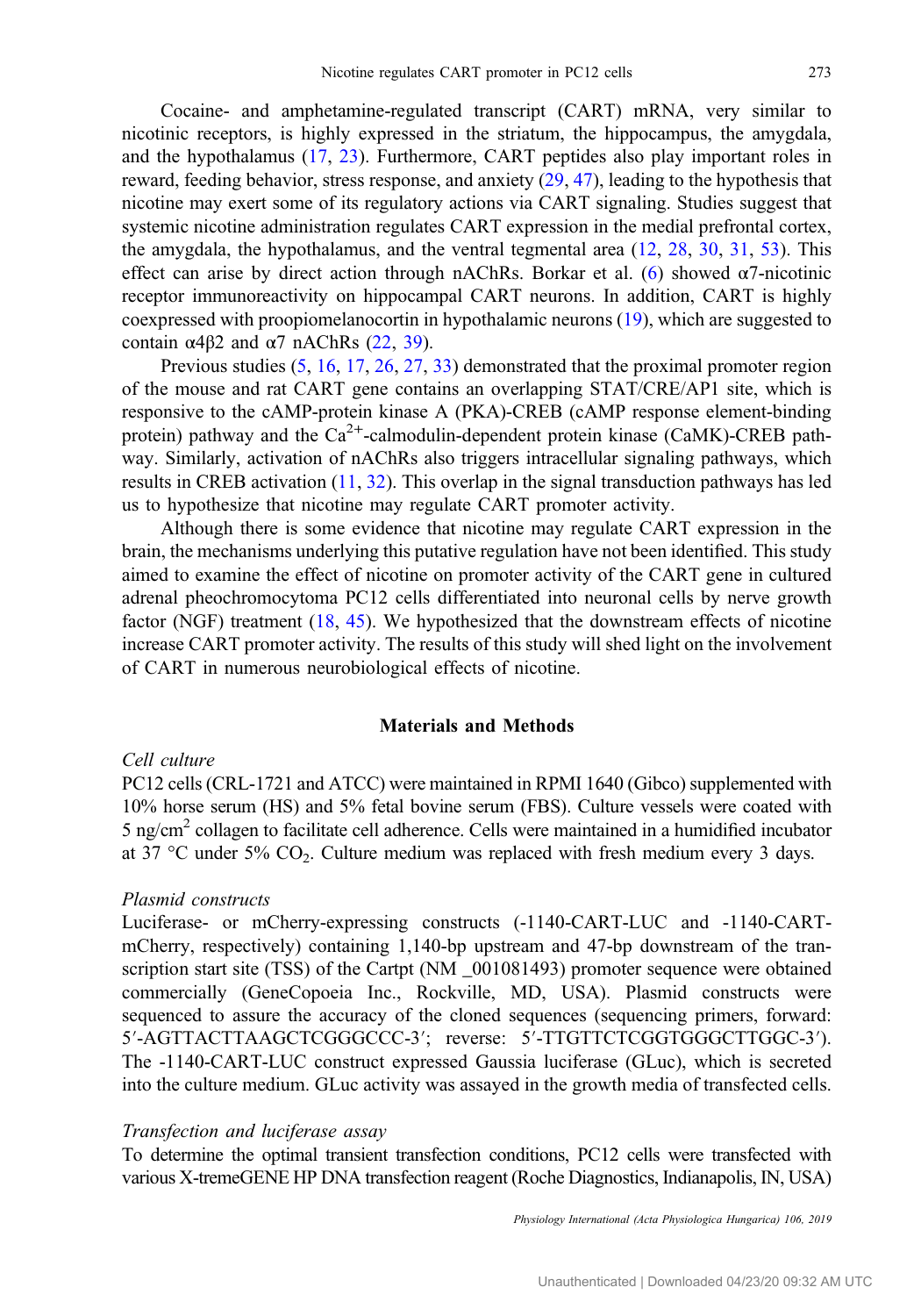Cocaine- and amphetamine-regulated transcript (CART) mRNA, very similar to nicotinic receptors, is highly expressed in the striatum, the hippocampus, the amygdala, and the hypothalamus (17, 23). Furthermore, CART peptides also play important roles in reward, feeding behavior, stress response, and anxiety (29, 47), leading to the hypothesis that nicotine may exert some of its regulatory actions via CART signaling. Studies suggest that systemic nicotine administration regulates CART expression in the medial prefrontal cortex, the amygdala, the hypothalamus, and the ventral tegmental area (12, 28, 30, 31, 53). This effect can arise by direct action through nAChRs. Borkar et al. (6) showed α7-nicotinic receptor immunoreactivity on hippocampal CART neurons. In addition, CART is highly coexpressed with proopiomelanocortin in hypothalamic neurons (19), which are suggested to contain α4β2 and α7 nAChRs (22, 39).

Previous studies (5, 16, 17, 26, 27, 33) demonstrated that the proximal promoter region of the mouse and rat CART gene contains an overlapping STAT/CRE/AP1 site, which is responsive to the cAMP-protein kinase A (PKA)-CREB (cAMP response element-binding protein) pathway and the $Ca^{2+}$-calmodulin-dependent protein kinase (CaMK)-CREB pathway. Similarly, activation of nAChRs also triggers intracellular signaling pathways, which results in CREB activation (11, 32). This overlap in the signal transduction pathways has led us to hypothesize that nicotine may regulate CART promoter activity.

Although there is some evidence that nicotine may regulate CART expression in the brain, the mechanisms underlying this putative regulation have not been identified. This study aimed to examine the effect of nicotine on promoter activity of the CART gene in cultured adrenal pheochromocytoma PC12 cells differentiated into neuronal cells by nerve growth factor (NGF) treatment (18, 45). We hypothesized that the downstream effects of nicotine increase CART promoter activity. The results of this study will shed light on the involvement of CART in numerous neurobiological effects of nicotine.

## Materials and Methods

*Cell culture*

PC12 cells (CRL-1721 and ATCC) were maintained in RPMI 1640 (Gibco) supplemented with 10% horse serum (HS) and 5% fetal bovine serum (FBS). Culture vessels were coated with 5 ng/$cm^2$ collagen to facilitate cell adherence. Cells were maintained in a humidified incubator at 37 °C under 5% $CO_2$. Culture medium was replaced with fresh medium every 3 days.

*Plasmid constructs*

Luciferase- or mCherry-expressing constructs (-1140-CART-LUC and -1140-CART-mCherry, respectively) containing 1,140-bp upstream and 47-bp downstream of the transcription start site (TSS) of the Cartpt (NM _001081493) promoter sequence were obtained commercially (GeneCopoeia Inc., Rockville, MD, USA). Plasmid constructs were sequenced to assure the accuracy of the cloned sequences (sequencing primers, forward: 5′-AGTTACTTAAGCTCGGGCCC-3′; reverse: 5′-TTGTTCTCGGTGGGCTTGGC-3′). The -1140-CART-LUC construct expressed Gaussia luciferase (GLuc), which is secreted into the culture medium. GLuc activity was assayed in the growth media of transfected cells.

*Transfection and luciferase assay*

To determine the optimal transient transfection conditions, PC12 cells were transfected with various X-tremeGENE HP DNA transfection reagent (Roche Diagnostics, Indianapolis, IN, USA)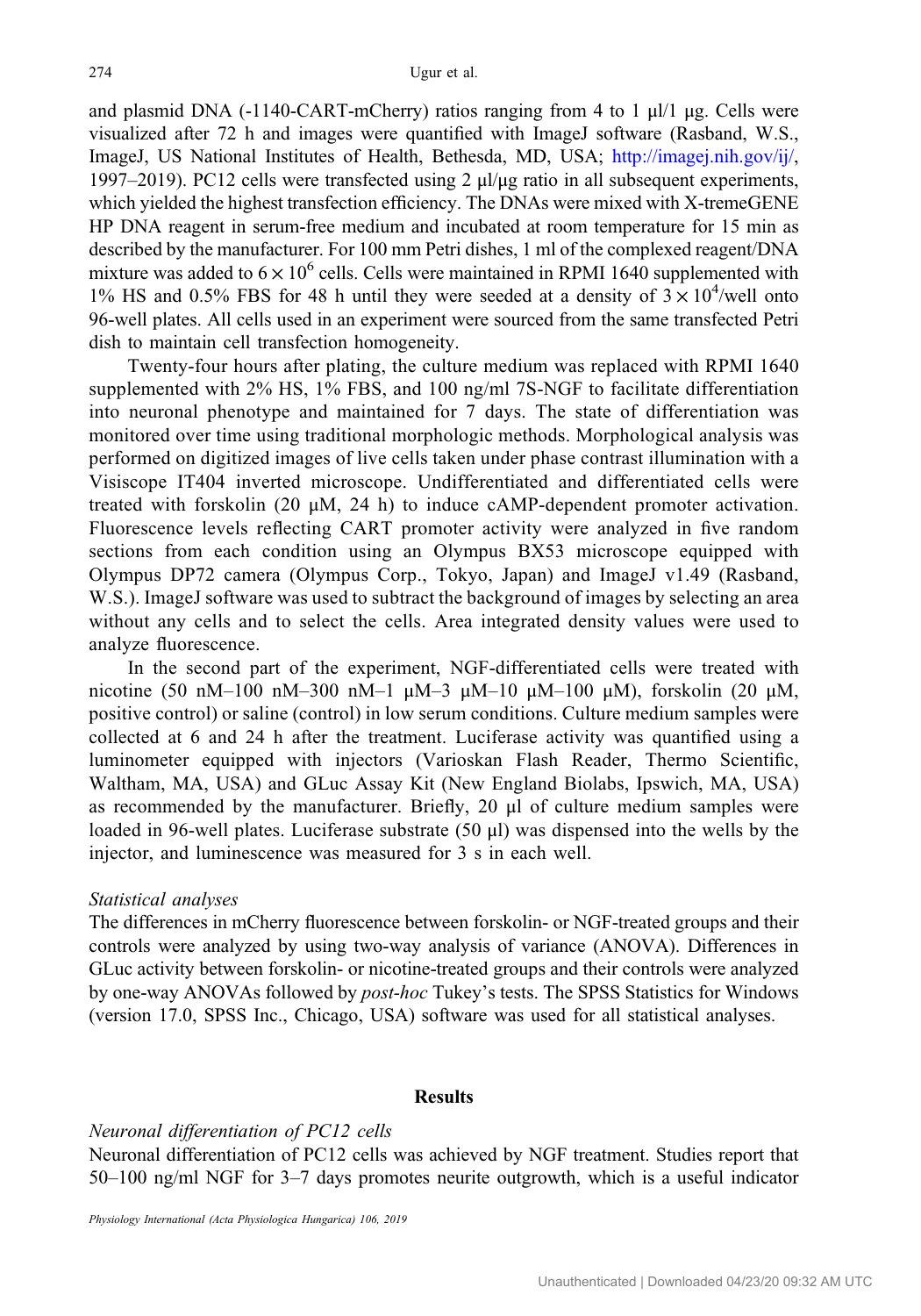and plasmid DNA (-1140-CART-mCherry) ratios ranging from 4 to 1 μl/1 μg. Cells were visualized after 72 h and images were quantified with ImageJ software (Rasband, W.S., ImageJ, US National Institutes of Health, Bethesda, MD, USA; http://imagej.nih.gov/ij/, 1997–2019). PC12 cells were transfected using 2 μl/μg ratio in all subsequent experiments, which yielded the highest transfection efficiency. The DNAs were mixed with X-tremeGENE HP DNA reagent in serum-free medium and incubated at room temperature for 15 min as described by the manufacturer. For 100 mm Petri dishes, 1 ml of the complexed reagent/DNA mixture was added to $6 \times 10^6$ cells. Cells were maintained in RPMI 1640 supplemented with 1% HS and 0.5% FBS for 48 h until they were seeded at a density of $3 \times 10^4$/well onto 96-well plates. All cells used in an experiment were sourced from the same transfected Petri dish to maintain cell transfection homogeneity.

Twenty-four hours after plating, the culture medium was replaced with RPMI 1640 supplemented with 2% HS, 1% FBS, and 100 ng/ml 7S-NGF to facilitate differentiation into neuronal phenotype and maintained for 7 days. The state of differentiation was monitored over time using traditional morphologic methods. Morphological analysis was performed on digitized images of live cells taken under phase contrast illumination with a Visiscope IT404 inverted microscope. Undifferentiated and differentiated cells were treated with forskolin (20 μM, 24 h) to induce cAMP-dependent promoter activation. Fluorescence levels reflecting CART promoter activity were analyzed in five random sections from each condition using an Olympus BX53 microscope equipped with Olympus DP72 camera (Olympus Corp., Tokyo, Japan) and ImageJ v1.49 (Rasband, W.S.). ImageJ software was used to subtract the background of images by selecting an area without any cells and to select the cells. Area integrated density values were used to analyze fluorescence.

In the second part of the experiment, NGF-differentiated cells were treated with nicotine (50 nM–100 nM–300 nM–1 μM–3 μM–10 μM–100 μM), forskolin (20 μM, positive control) or saline (control) in low serum conditions. Culture medium samples were collected at 6 and 24 h after the treatment. Luciferase activity was quantified using a luminometer equipped with injectors (Varioskan Flash Reader, Thermo Scientific, Waltham, MA, USA) and GLuc Assay Kit (New England Biolabs, Ipswich, MA, USA) as recommended by the manufacturer. Briefly, 20 μl of culture medium samples were loaded in 96-well plates. Luciferase substrate (50 μl) was dispensed into the wells by the injector, and luminescence was measured for 3 s in each well.

*Statistical analyses*

The differences in mCherry fluorescence between forskolin- or NGF-treated groups and their controls were analyzed by using two-way analysis of variance (ANOVA). Differences in GLuc activity between forskolin- or nicotine-treated groups and their controls were analyzed by one-way ANOVAs followed by *post-hoc* Tukey's tests. The SPSS Statistics for Windows (version 17.0, SPSS Inc., Chicago, USA) software was used for all statistical analyses.

## Results

*Neuronal differentiation of PC12 cells*

Neuronal differentiation of PC12 cells was achieved by NGF treatment. Studies report that 50–100 ng/ml NGF for 3–7 days promotes neurite outgrowth, which is a useful indicator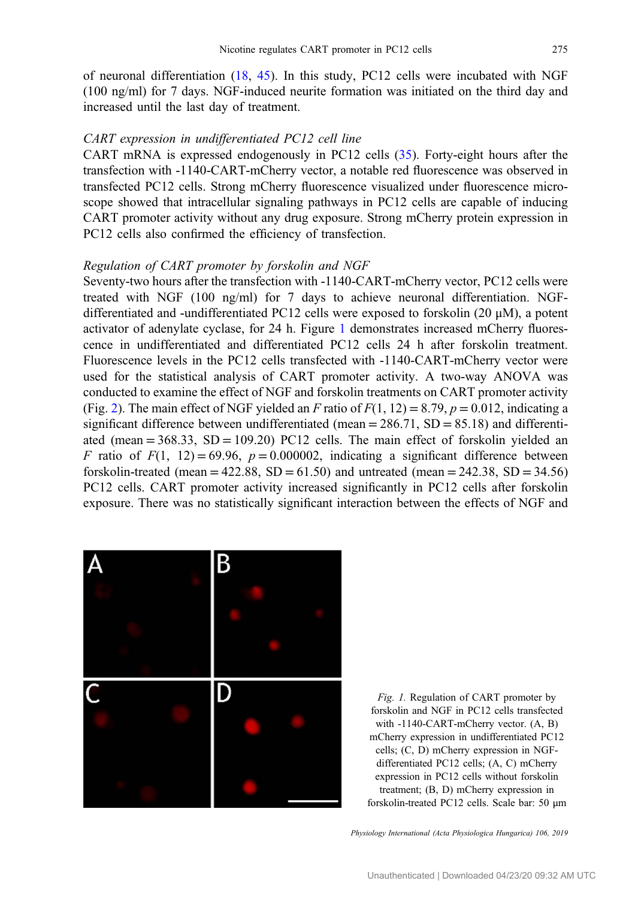of neuronal differentiation (18, 45). In this study, PC12 cells were incubated with NGF (100 ng/ml) for 7 days. NGF-induced neurite formation was initiated on the third day and increased until the last day of treatment.

### *CART expression in undifferentiated PC12 cell line*

CART mRNA is expressed endogenously in PC12 cells (35). Forty-eight hours after the transfection with -1140-CART-mCherry vector, a notable red fluorescence was observed in transfected PC12 cells. Strong mCherry fluorescence visualized under fluorescence microscope showed that intracellular signaling pathways in PC12 cells are capable of inducing CART promoter activity without any drug exposure. Strong mCherry protein expression in PC12 cells also confirmed the efficiency of transfection.

### *Regulation of CART promoter by forskolin and NGF*

Seventy-two hours after the transfection with -1140-CART-mCherry vector, PC12 cells were treated with NGF (100 ng/ml) for 7 days to achieve neuronal differentiation. NGF-differentiated and -undifferentiated PC12 cells were exposed to forskolin (20 μM), a potent activator of adenylate cyclase, for 24 h. Figure 1 demonstrates increased mCherry fluorescence in undifferentiated and differentiated PC12 cells 24 h after forskolin treatment. Fluorescence levels in the PC12 cells transfected with -1140-CART-mCherry vector were used for the statistical analysis of CART promoter activity. A two-way ANOVA was conducted to examine the effect of NGF and forskolin treatments on CART promoter activity (Fig. 2). The main effect of NGF yielded an $F$ ratio of $F(1, 12) = 8.79$, $p = 0.012$, indicating a significant difference between undifferentiated (mean = 286.71, SD = 85.18) and differentiated (mean = 368.33, SD = 109.20) PC12 cells. The main effect of forskolin yielded an $F$ ratio of $F(1, 12) = 69.96$, $p = 0.000002$, indicating a significant difference between forskolin-treated (mean = 422.88, SD = 61.50) and untreated (mean = 242.38, SD = 34.56) PC12 cells. CART promoter activity increased significantly in PC12 cells after forskolin exposure. There was no statistically significant interaction between the effects of NGF and

*Fig. 1.* Regulation of CART promoter by forskolin and NGF in PC12 cells transfected with -1140-CART-mCherry vector. (A, B) mCherry expression in undifferentiated PC12 cells; (C, D) mCherry expression in NGF-differentiated PC12 cells; (A, C) mCherry expression in PC12 cells without forskolin treatment; (B, D) mCherry expression in forskolin-treated PC12 cells. Scale bar: 50 μm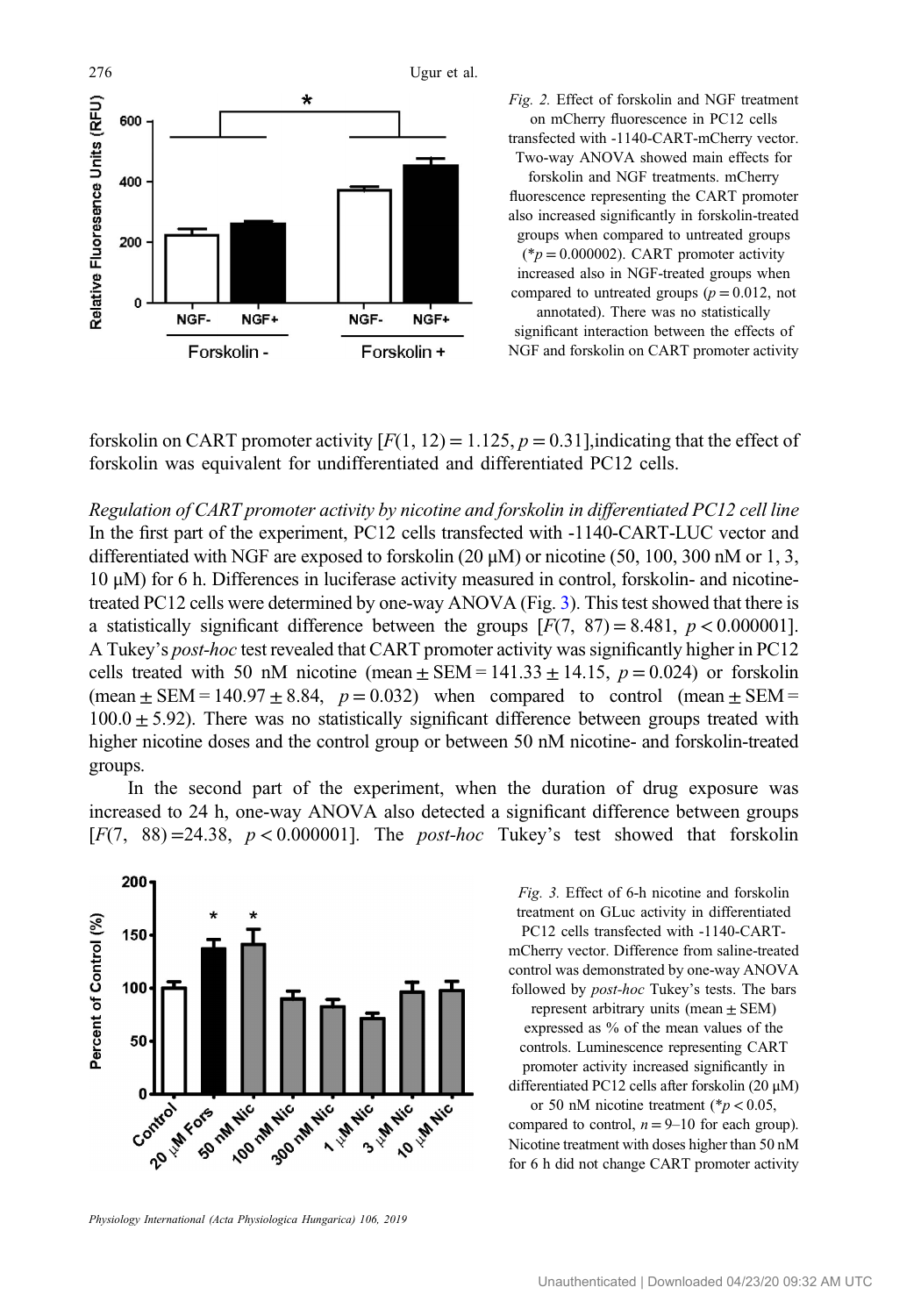Fig. 2. Effect of forskolin and NGF treatment on mCherry fluorescence in PC12 cells transfected with -1140-CART-mCherry vector. Two-way ANOVA showed main effects for forskolin and NGF treatments. mCherry fluorescence representing the CART promoter also increased significantly in forskolin-treated groups when compared to untreated groups (* $p = 0.000002$). CART promoter activity increased also in NGF-treated groups when compared to untreated groups ($p = 0.012$, not annotated). There was no statistically significant interaction between the effects of NGF and forskolin on CART promoter activity

forskolin on CART promoter activity [$F(1, 12) = 1.125$, $p = 0.31$],indicating that the effect of forskolin was equivalent for undifferentiated and differentiated PC12 cells.

*Regulation of CART promoter activity by nicotine and forskolin in differentiated PC12 cell line*
In the first part of the experiment, PC12 cells transfected with -1140-CART-LUC vector and differentiated with NGF are exposed to forskolin (20 μM) or nicotine (50, 100, 300 nM or 1, 3, 10 μM) for 6 h. Differences in luciferase activity measured in control, forskolin- and nicotine-treated PC12 cells were determined by one-way ANOVA (Fig. 3). This test showed that there is a statistically significant difference between the groups [$F(7, 87) = 8.481$, $p < 0.000001$]. A Tukey's *post-hoc* test revealed that CART promoter activity was significantly higher in PC12 cells treated with 50 nM nicotine (mean ± SEM = 141.33 ± 14.15, $p = 0.024$) or forskolin (mean ± SEM = 140.97 ± 8.84, $p = 0.032$) when compared to control (mean ± SEM = 100.0 ± 5.92). There was no statistically significant difference between groups treated with higher nicotine doses and the control group or between 50 nM nicotine- and forskolin-treated groups.

In the second part of the experiment, when the duration of drug exposure was increased to 24 h, one-way ANOVA also detected a significant difference between groups [$F(7, 88) = 24.38$, $p < 0.000001$]. The *post-hoc* Tukey's test showed that forskolin

Fig. 3. Effect of 6-h nicotine and forskolin treatment on GLuc activity in differentiated PC12 cells transfected with -1140-CART-mCherry vector. Difference from saline-treated control was demonstrated by one-way ANOVA followed by *post-hoc* Tukey's tests. The bars represent arbitrary units (mean ± SEM) expressed as % of the mean values of the controls. Luminescence representing CART promoter activity increased significantly in differentiated PC12 cells after forskolin (20 μM) or 50 nM nicotine treatment (* $p < 0.05$, compared to control, $n = 9$–10 for each group). Nicotine treatment with doses higher than 50 nM for 6 h did not change CART promoter activity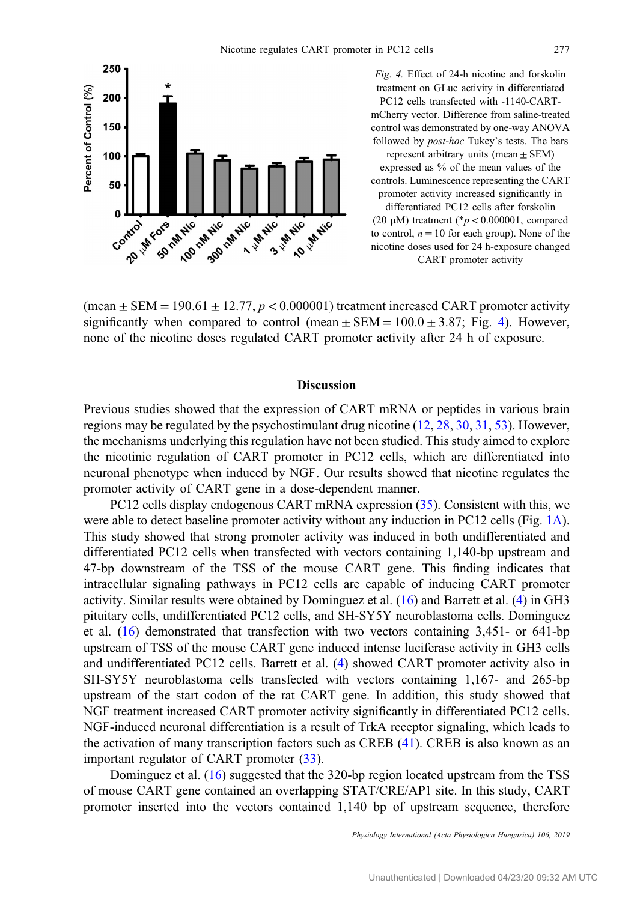*Fig. 4.* Effect of 24-h nicotine and forskolin treatment on GLuc activity in differentiated PC12 cells transfected with -1140-CART-mCherry vector. Difference from saline-treated control was demonstrated by one-way ANOVA followed by *post-hoc* Tukey's tests. The bars represent arbitrary units (mean ± SEM) expressed as % of the mean values of the controls. Luminescence representing the CART promoter activity increased significantly in differentiated PC12 cells after forskolin (20 μM) treatment (*$p < 0.000001$, compared to control, $n = 10$ for each group). None of the nicotine doses used for 24 h-exposure changed CART promoter activity

(mean ± SEM = 190.61 ± 12.77, $p < 0.000001$) treatment increased CART promoter activity significantly when compared to control (mean ± SEM = 100.0 ± 3.87; Fig. 4). However, none of the nicotine doses regulated CART promoter activity after 24 h of exposure.

## Discussion

Previous studies showed that the expression of CART mRNA or peptides in various brain regions may be regulated by the psychostimulant drug nicotine (12, 28, 30, 31, 53). However, the mechanisms underlying this regulation have not been studied. This study aimed to explore the nicotinic regulation of CART promoter in PC12 cells, which are differentiated into neuronal phenotype when induced by NGF. Our results showed that nicotine regulates the promoter activity of CART gene in a dose-dependent manner.

PC12 cells display endogenous CART mRNA expression (35). Consistent with this, we were able to detect baseline promoter activity without any induction in PC12 cells (Fig. 1A). This study showed that strong promoter activity was induced in both undifferentiated and differentiated PC12 cells when transfected with vectors containing 1,140-bp upstream and 47-bp downstream of the TSS of the mouse CART gene. This finding indicates that intracellular signaling pathways in PC12 cells are capable of inducing CART promoter activity. Similar results were obtained by Dominguez et al. (16) and Barrett et al. (4) in GH3 pituitary cells, undifferentiated PC12 cells, and SH-SY5Y neuroblastoma cells. Dominguez et al. (16) demonstrated that transfection with two vectors containing 3,451- or 641-bp upstream of TSS of the mouse CART gene induced intense luciferase activity in GH3 cells and undifferentiated PC12 cells. Barrett et al. (4) showed CART promoter activity also in SH-SY5Y neuroblastoma cells transfected with vectors containing 1,167- and 265-bp upstream of the start codon of the rat CART gene. In addition, this study showed that NGF treatment increased CART promoter activity significantly in differentiated PC12 cells. NGF-induced neuronal differentiation is a result of TrkA receptor signaling, which leads to the activation of many transcription factors such as CREB (41). CREB is also known as an important regulator of CART promoter (33).

Dominguez et al. (16) suggested that the 320-bp region located upstream from the TSS of mouse CART gene contained an overlapping STAT/CRE/AP1 site. In this study, CART promoter inserted into the vectors contained 1,140 bp of upstream sequence, therefore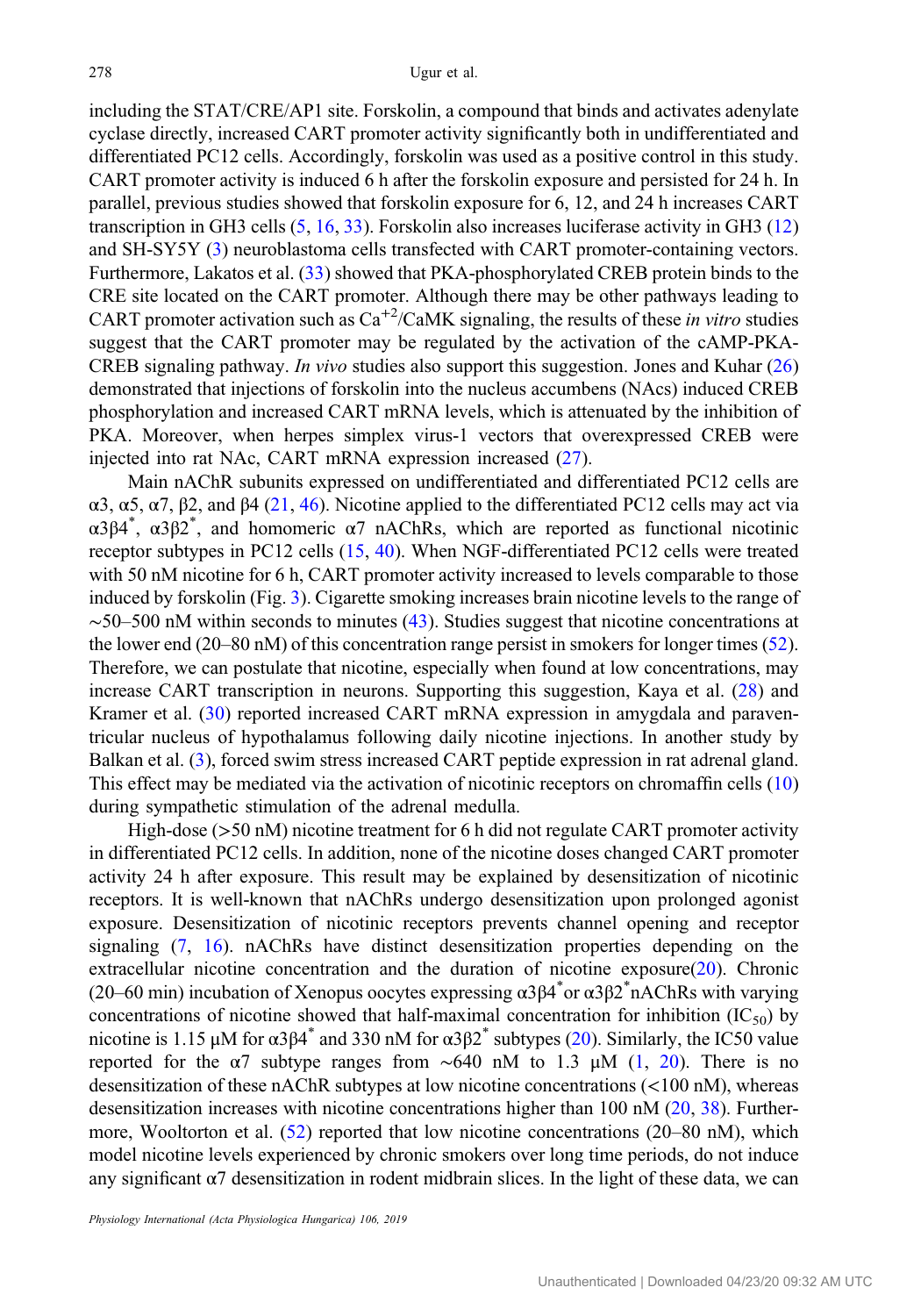including the STAT/CRE/AP1 site. Forskolin, a compound that binds and activates adenylate cyclase directly, increased CART promoter activity significantly both in undifferentiated and differentiated PC12 cells. Accordingly, forskolin was used as a positive control in this study. CART promoter activity is induced 6 h after the forskolin exposure and persisted for 24 h. In parallel, previous studies showed that forskolin exposure for 6, 12, and 24 h increases CART transcription in GH3 cells (5, 16, 33). Forskolin also increases luciferase activity in GH3 (12) and SH-SY5Y (3) neuroblastoma cells transfected with CART promoter-containing vectors. Furthermore, Lakatos et al. (33) showed that PKA-phosphorylated CREB protein binds to the CRE site located on the CART promoter. Although there may be other pathways leading to CART promoter activation such as $Ca^{+2}$/CaMK signaling, the results of these *in vitro* studies suggest that the CART promoter may be regulated by the activation of the cAMP-PKA-CREB signaling pathway. *In vivo* studies also support this suggestion. Jones and Kuhar (26) demonstrated that injections of forskolin into the nucleus accumbens (NAcs) induced CREB phosphorylation and increased CART mRNA levels, which is attenuated by the inhibition of PKA. Moreover, when herpes simplex virus-1 vectors that overexpressed CREB were injected into rat NAc, CART mRNA expression increased (27).

Main nAChR subunits expressed on undifferentiated and differentiated PC12 cells are α3, α5, α7, β2, and β4 (21, 46). Nicotine applied to the differentiated PC12 cells may act via $\alpha 3\beta 4^*$, $\alpha 3\beta 2^*$, and homomeric α7 nAChRs, which are reported as functional nicotinic receptor subtypes in PC12 cells (15, 40). When NGF-differentiated PC12 cells were treated with 50 nM nicotine for 6 h, CART promoter activity increased to levels comparable to those induced by forskolin (Fig. 3). Cigarette smoking increases brain nicotine levels to the range of ∼50–500 nM within seconds to minutes (43). Studies suggest that nicotine concentrations at the lower end (20–80 nM) of this concentration range persist in smokers for longer times (52). Therefore, we can postulate that nicotine, especially when found at low concentrations, may increase CART transcription in neurons. Supporting this suggestion, Kaya et al. (28) and Kramer et al. (30) reported increased CART mRNA expression in amygdala and paraventricular nucleus of hypothalamus following daily nicotine injections. In another study by Balkan et al. (3), forced swim stress increased CART peptide expression in rat adrenal gland. This effect may be mediated via the activation of nicotinic receptors on chromaffin cells (10) during sympathetic stimulation of the adrenal medulla.

High-dose (>50 nM) nicotine treatment for 6 h did not regulate CART promoter activity in differentiated PC12 cells. In addition, none of the nicotine doses changed CART promoter activity 24 h after exposure. This result may be explained by desensitization of nicotinic receptors. It is well-known that nAChRs undergo desensitization upon prolonged agonist exposure. Desensitization of nicotinic receptors prevents channel opening and receptor signaling (7, 16). nAChRs have distinct desensitization properties depending on the extracellular nicotine concentration and the duration of nicotine exposure(20). Chronic (20–60 min) incubation of Xenopus oocytes expressing $\alpha 3\beta 4^*$or $\alpha 3\beta 2^*$nAChRs with varying concentrations of nicotine showed that half-maximal concentration for inhibition ($IC_{50}$) by nicotine is 1.15 μM for $\alpha 3\beta 4^*$ and 330 nM for $\alpha 3\beta 2^*$ subtypes (20). Similarly, the IC50 value reported for the α7 subtype ranges from ∼640 nM to 1.3 μM (1, 20). There is no desensitization of these nAChR subtypes at low nicotine concentrations (<100 nM), whereas desensitization increases with nicotine concentrations higher than 100 nM (20, 38). Furthermore, Wooltorton et al. (52) reported that low nicotine concentrations (20–80 nM), which model nicotine levels experienced by chronic smokers over long time periods, do not induce any significant α7 desensitization in rodent midbrain slices. In the light of these data, we can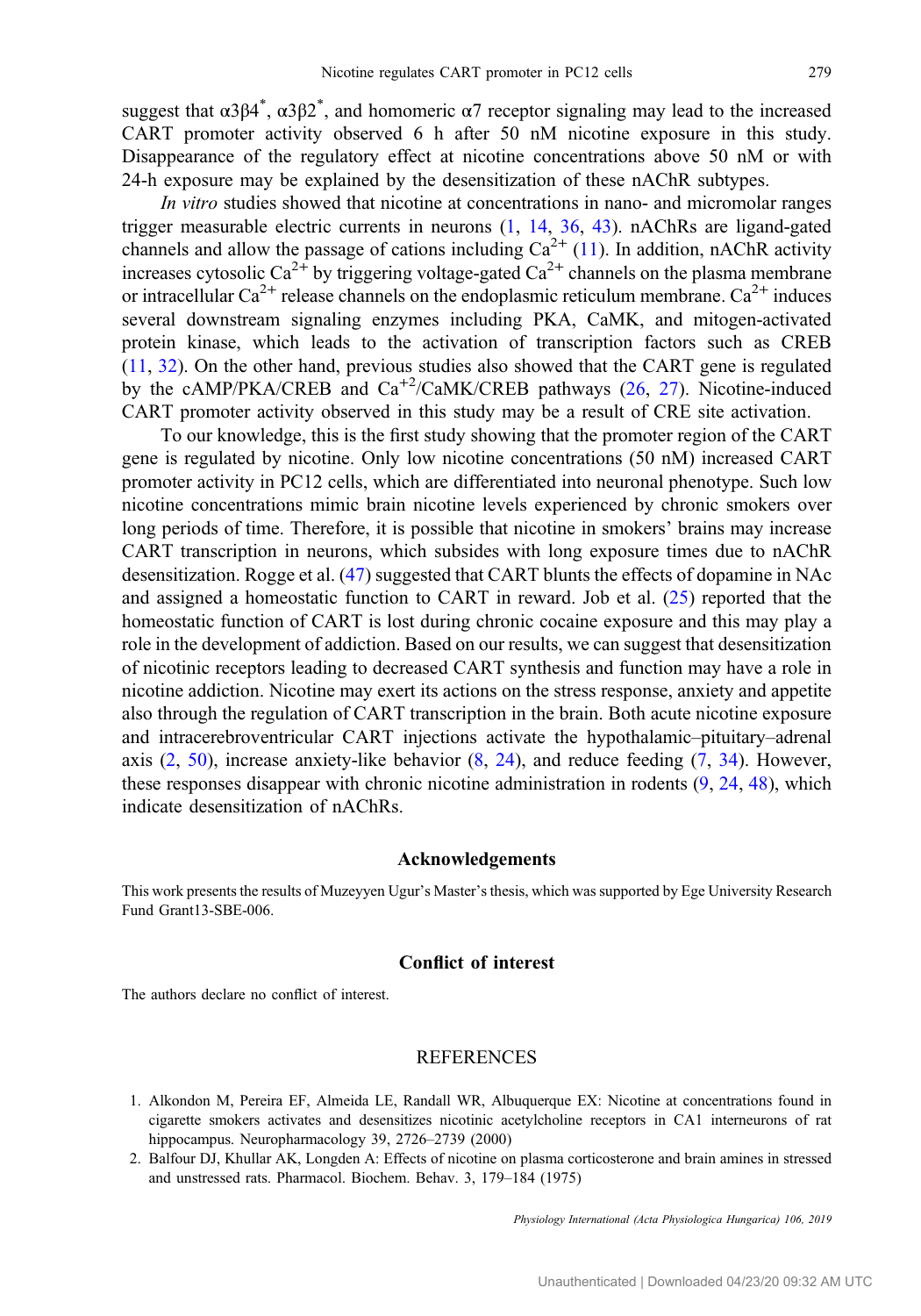suggest that α3β4*, α3β2*, and homomeric α7 receptor signaling may lead to the increased CART promoter activity observed 6 h after 50 nM nicotine exposure in this study. Disappearance of the regulatory effect at nicotine concentrations above 50 nM or with 24-h exposure may be explained by the desensitization of these nAChR subtypes.

*In vitro* studies showed that nicotine at concentrations in nano- and micromolar ranges trigger measurable electric currents in neurons (1, 14, 36, 43). nAChRs are ligand-gated channels and allow the passage of cations including $Ca^{2+}$ (11). In addition, nAChR activity increases cytosolic $Ca^{2+}$ by triggering voltage-gated $Ca^{2+}$ channels on the plasma membrane or intracellular $Ca^{2+}$ release channels on the endoplasmic reticulum membrane. $Ca^{2+}$ induces several downstream signaling enzymes including PKA, CaMK, and mitogen-activated protein kinase, which leads to the activation of transcription factors such as CREB (11, 32). On the other hand, previous studies also showed that the CART gene is regulated by the cAMP/PKA/CREB and $Ca^{+2}$/CaMK/CREB pathways (26, 27). Nicotine-induced CART promoter activity observed in this study may be a result of CRE site activation.

To our knowledge, this is the first study showing that the promoter region of the CART gene is regulated by nicotine. Only low nicotine concentrations (50 nM) increased CART promoter activity in PC12 cells, which are differentiated into neuronal phenotype. Such low nicotine concentrations mimic brain nicotine levels experienced by chronic smokers over long periods of time. Therefore, it is possible that nicotine in smokers' brains may increase CART transcription in neurons, which subsides with long exposure times due to nAChR desensitization. Rogge et al. (47) suggested that CART blunts the effects of dopamine in NAc and assigned a homeostatic function to CART in reward. Job et al. (25) reported that the homeostatic function of CART is lost during chronic cocaine exposure and this may play a role in the development of addiction. Based on our results, we can suggest that desensitization of nicotinic receptors leading to decreased CART synthesis and function may have a role in nicotine addiction. Nicotine may exert its actions on the stress response, anxiety and appetite also through the regulation of CART transcription in the brain. Both acute nicotine exposure and intracerebroventricular CART injections activate the hypothalamic–pituitary–adrenal axis (2, 50), increase anxiety-like behavior (8, 24), and reduce feeding (7, 34). However, these responses disappear with chronic nicotine administration in rodents (9, 24, 48), which indicate desensitization of nAChRs.

## Acknowledgements

This work presents the results of Muzeyyen Ugur's Master's thesis, which was supported by Ege University Research Fund Grant13-SBE-006.

## Conflict of interest

The authors declare no conflict of interest.

## REFERENCES

1. Alkondon M, Pereira EF, Almeida LE, Randall WR, Albuquerque EX: Nicotine at concentrations found in cigarette smokers activates and desensitizes nicotinic acetylcholine receptors in CA1 interneurons of rat hippocampus. Neuropharmacology 39, 2726–2739 (2000)
2. Balfour DJ, Khullar AK, Longden A: Effects of nicotine on plasma corticosterone and brain amines in stressed and unstressed rats. Pharmacol. Biochem. Behav. 3, 179–184 (1975)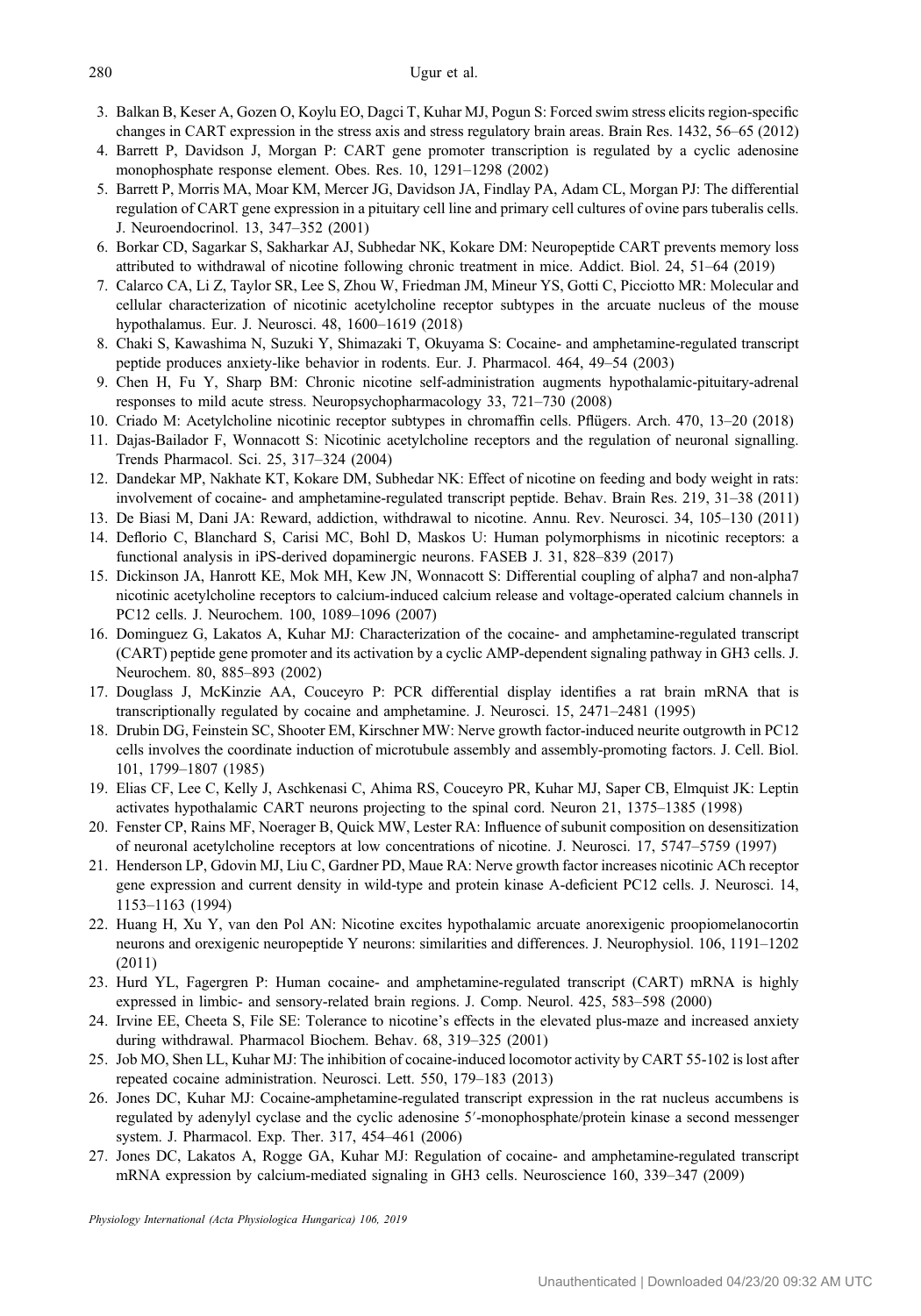3. Balkan B, Keser A, Gozen O, Koylu EO, Dagci T, Kuhar MJ, Pogun S: Forced swim stress elicits region-specific changes in CART expression in the stress axis and stress regulatory brain areas. Brain Res. 1432, 56–65 (2012)
4. Barrett P, Davidson J, Morgan P: CART gene promoter transcription is regulated by a cyclic adenosine monophosphate response element. Obes. Res. 10, 1291–1298 (2002)
5. Barrett P, Morris MA, Moar KM, Mercer JG, Davidson JA, Findlay PA, Adam CL, Morgan PJ: The differential regulation of CART gene expression in a pituitary cell line and primary cell cultures of ovine pars tuberalis cells. J. Neuroendocrinol. 13, 347–352 (2001)
6. Borkar CD, Sagarkar S, Sakharkar AJ, Subhedar NK, Kokare DM: Neuropeptide CART prevents memory loss attributed to withdrawal of nicotine following chronic treatment in mice. Addict. Biol. 24, 51–64 (2019)
7. Calarco CA, Li Z, Taylor SR, Lee S, Zhou W, Friedman JM, Mineur YS, Gotti C, Picciotto MR: Molecular and cellular characterization of nicotinic acetylcholine receptor subtypes in the arcuate nucleus of the mouse hypothalamus. Eur. J. Neurosci. 48, 1600–1619 (2018)
8. Chaki S, Kawashima N, Suzuki Y, Shimazaki T, Okuyama S: Cocaine- and amphetamine-regulated transcript peptide produces anxiety-like behavior in rodents. Eur. J. Pharmacol. 464, 49–54 (2003)
9. Chen H, Fu Y, Sharp BM: Chronic nicotine self-administration augments hypothalamic-pituitary-adrenal responses to mild acute stress. Neuropsychopharmacology 33, 721–730 (2008)
10. Criado M: Acetylcholine nicotinic receptor subtypes in chromaffin cells. Pflügers. Arch. 470, 13–20 (2018)
11. Dajas-Bailador F, Wonnacott S: Nicotinic acetylcholine receptors and the regulation of neuronal signalling. Trends Pharmacol. Sci. 25, 317–324 (2004)
12. Dandekar MP, Nakhate KT, Kokare DM, Subhedar NK: Effect of nicotine on feeding and body weight in rats: involvement of cocaine- and amphetamine-regulated transcript peptide. Behav. Brain Res. 219, 31–38 (2011)
13. De Biasi M, Dani JA: Reward, addiction, withdrawal to nicotine. Annu. Rev. Neurosci. 34, 105–130 (2011)
14. Deflorio C, Blanchard S, Carisi MC, Bohl D, Maskos U: Human polymorphisms in nicotinic receptors: a functional analysis in iPS-derived dopaminergic neurons. FASEB J. 31, 828–839 (2017)
15. Dickinson JA, Hanrott KE, Mok MH, Kew JN, Wonnacott S: Differential coupling of alpha7 and non-alpha7 nicotinic acetylcholine receptors to calcium-induced calcium release and voltage-operated calcium channels in PC12 cells. J. Neurochem. 100, 1089–1096 (2007)
16. Dominguez G, Lakatos A, Kuhar MJ: Characterization of the cocaine- and amphetamine-regulated transcript (CART) peptide gene promoter and its activation by a cyclic AMP-dependent signaling pathway in GH3 cells. J. Neurochem. 80, 885–893 (2002)
17. Douglass J, McKinzie AA, Couceyro P: PCR differential display identifies a rat brain mRNA that is transcriptionally regulated by cocaine and amphetamine. J. Neurosci. 15, 2471–2481 (1995)
18. Drubin DG, Feinstein SC, Shooter EM, Kirschner MW: Nerve growth factor-induced neurite outgrowth in PC12 cells involves the coordinate induction of microtubule assembly and assembly-promoting factors. J. Cell. Biol. 101, 1799–1807 (1985)
19. Elias CF, Lee C, Kelly J, Aschkenasi C, Ahima RS, Couceyro PR, Kuhar MJ, Saper CB, Elmquist JK: Leptin activates hypothalamic CART neurons projecting to the spinal cord. Neuron 21, 1375–1385 (1998)
20. Fenster CP, Rains MF, Noerager B, Quick MW, Lester RA: Influence of subunit composition on desensitization of neuronal acetylcholine receptors at low concentrations of nicotine. J. Neurosci. 17, 5747–5759 (1997)
21. Henderson LP, Gdovin MJ, Liu C, Gardner PD, Maue RA: Nerve growth factor increases nicotinic ACh receptor gene expression and current density in wild-type and protein kinase A-deficient PC12 cells. J. Neurosci. 14, 1153–1163 (1994)
22. Huang H, Xu Y, van den Pol AN: Nicotine excites hypothalamic arcuate anorexigenic proopiomelanocortin neurons and orexigenic neuropeptide Y neurons: similarities and differences. J. Neurophysiol. 106, 1191–1202 (2011)
23. Hurd YL, Fagergren P: Human cocaine- and amphetamine-regulated transcript (CART) mRNA is highly expressed in limbic- and sensory-related brain regions. J. Comp. Neurol. 425, 583–598 (2000)
24. Irvine EE, Cheeta S, File SE: Tolerance to nicotine's effects in the elevated plus-maze and increased anxiety during withdrawal. Pharmacol Biochem. Behav. 68, 319–325 (2001)
25. Job MO, Shen LL, Kuhar MJ: The inhibition of cocaine-induced locomotor activity by CART 55-102 is lost after repeated cocaine administration. Neurosci. Lett. 550, 179–183 (2013)
26. Jones DC, Kuhar MJ: Cocaine-amphetamine-regulated transcript expression in the rat nucleus accumbens is regulated by adenylyl cyclase and the cyclic adenosine 5′-monophosphate/protein kinase a second messenger system. J. Pharmacol. Exp. Ther. 317, 454–461 (2006)
27. Jones DC, Lakatos A, Rogge GA, Kuhar MJ: Regulation of cocaine- and amphetamine-regulated transcript mRNA expression by calcium-mediated signaling in GH3 cells. Neuroscience 160, 339–347 (2009)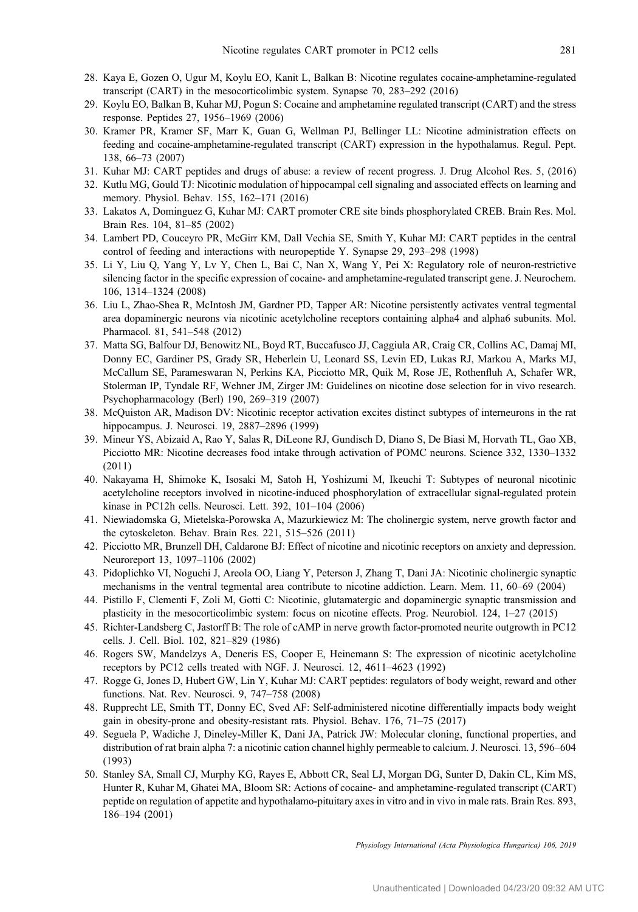28. Kaya E, Gozen O, Ugur M, Koylu EO, Kanit L, Balkan B: Nicotine regulates cocaine-amphetamine-regulated transcript (CART) in the mesocorticolimbic system. Synapse 70, 283–292 (2016)
29. Koylu EO, Balkan B, Kuhar MJ, Pogun S: Cocaine and amphetamine regulated transcript (CART) and the stress response. Peptides 27, 1956–1969 (2006)
30. Kramer PR, Kramer SF, Marr K, Guan G, Wellman PJ, Bellinger LL: Nicotine administration effects on feeding and cocaine-amphetamine-regulated transcript (CART) expression in the hypothalamus. Regul. Pept. 138, 66–73 (2007)
31. Kuhar MJ: CART peptides and drugs of abuse: a review of recent progress. J. Drug Alcohol Res. 5, (2016)
32. Kutlu MG, Gould TJ: Nicotinic modulation of hippocampal cell signaling and associated effects on learning and memory. Physiol. Behav. 155, 162–171 (2016)
33. Lakatos A, Dominguez G, Kuhar MJ: CART promoter CRE site binds phosphorylated CREB. Brain Res. Mol. Brain Res. 104, 81–85 (2002)
34. Lambert PD, Couceyro PR, McGirr KM, Dall Vechia SE, Smith Y, Kuhar MJ: CART peptides in the central control of feeding and interactions with neuropeptide Y. Synapse 29, 293–298 (1998)
35. Li Y, Liu Q, Yang Y, Lv Y, Chen L, Bai C, Nan X, Wang Y, Pei X: Regulatory role of neuron-restrictive silencing factor in the specific expression of cocaine- and amphetamine-regulated transcript gene. J. Neurochem. 106, 1314–1324 (2008)
36. Liu L, Zhao-Shea R, McIntosh JM, Gardner PD, Tapper AR: Nicotine persistently activates ventral tegmental area dopaminergic neurons via nicotinic acetylcholine receptors containing alpha4 and alpha6 subunits. Mol. Pharmacol. 81, 541–548 (2012)
37. Matta SG, Balfour DJ, Benowitz NL, Boyd RT, Buccafusco JJ, Caggiula AR, Craig CR, Collins AC, Damaj MI, Donny EC, Gardiner PS, Grady SR, Heberlein U, Leonard SS, Levin ED, Lukas RJ, Markou A, Marks MJ, McCallum SE, Parameswaran N, Perkins KA, Picciotto MR, Quik M, Rose JE, Rothenfluh A, Schafer WR, Stolerman IP, Tyndale RF, Wehner JM, Zirger JM: Guidelines on nicotine dose selection for in vivo research. Psychopharmacology (Berl) 190, 269–319 (2007)
38. McQuiston AR, Madison DV: Nicotinic receptor activation excites distinct subtypes of interneurons in the rat hippocampus. J. Neurosci. 19, 2887–2896 (1999)
39. Mineur YS, Abizaid A, Rao Y, Salas R, DiLeone RJ, Gundisch D, Diano S, De Biasi M, Horvath TL, Gao XB, Picciotto MR: Nicotine decreases food intake through activation of POMC neurons. Science 332, 1330–1332 (2011)
40. Nakayama H, Shimoke K, Isosaki M, Satoh H, Yoshizumi M, Ikeuchi T: Subtypes of neuronal nicotinic acetylcholine receptors involved in nicotine-induced phosphorylation of extracellular signal-regulated protein kinase in PC12h cells. Neurosci. Lett. 392, 101–104 (2006)
41. Niewiadomska G, Mietelska-Porowska A, Mazurkiewicz M: The cholinergic system, nerve growth factor and the cytoskeleton. Behav. Brain Res. 221, 515–526 (2011)
42. Picciotto MR, Brunzell DH, Caldarone BJ: Effect of nicotine and nicotinic receptors on anxiety and depression. Neuroreport 13, 1097–1106 (2002)
43. Pidoplichko VI, Noguchi J, Areola OO, Liang Y, Peterson J, Zhang T, Dani JA: Nicotinic cholinergic synaptic mechanisms in the ventral tegmental area contribute to nicotine addiction. Learn. Mem. 11, 60–69 (2004)
44. Pistillo F, Clementi F, Zoli M, Gotti C: Nicotinic, glutamatergic and dopaminergic synaptic transmission and plasticity in the mesocorticolimbic system: focus on nicotine effects. Prog. Neurobiol. 124, 1–27 (2015)
45. Richter-Landsberg C, Jastorff B: The role of cAMP in nerve growth factor-promoted neurite outgrowth in PC12 cells. J. Cell. Biol. 102, 821–829 (1986)
46. Rogers SW, Mandelzys A, Deneris ES, Cooper E, Heinemann S: The expression of nicotinic acetylcholine receptors by PC12 cells treated with NGF. J. Neurosci. 12, 4611–4623 (1992)
47. Rogge G, Jones D, Hubert GW, Lin Y, Kuhar MJ: CART peptides: regulators of body weight, reward and other functions. Nat. Rev. Neurosci. 9, 747–758 (2008)
48. Rupprecht LE, Smith TT, Donny EC, Sved AF: Self-administered nicotine differentially impacts body weight gain in obesity-prone and obesity-resistant rats. Physiol. Behav. 176, 71–75 (2017)
49. Seguela P, Wadiche J, Dineley-Miller K, Dani JA, Patrick JW: Molecular cloning, functional properties, and distribution of rat brain alpha 7: a nicotinic cation channel highly permeable to calcium. J. Neurosci. 13, 596–604 (1993)
50. Stanley SA, Small CJ, Murphy KG, Rayes E, Abbott CR, Seal LJ, Morgan DG, Sunter D, Dakin CL, Kim MS, Hunter R, Kuhar M, Ghatei MA, Bloom SR: Actions of cocaine- and amphetamine-regulated transcript (CART) peptide on regulation of appetite and hypothalamo-pituitary axes in vitro and in vivo in male rats. Brain Res. 893, 186–194 (2001)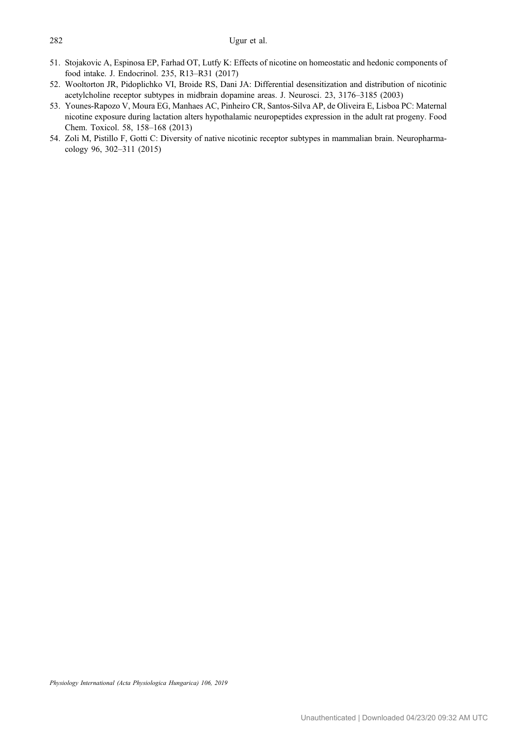51. Stojakovic A, Espinosa EP, Farhad OT, Lutfy K: Effects of nicotine on homeostatic and hedonic components of food intake. J. Endocrinol. 235, R13–R31 (2017)
52. Wooltorton JR, Pidoplichko VI, Broide RS, Dani JA: Differential desensitization and distribution of nicotinic acetylcholine receptor subtypes in midbrain dopamine areas. J. Neurosci. 23, 3176–3185 (2003)
53. Younes-Rapozo V, Moura EG, Manhaes AC, Pinheiro CR, Santos-Silva AP, de Oliveira E, Lisboa PC: Maternal nicotine exposure during lactation alters hypothalamic neuropeptides expression in the adult rat progeny. Food Chem. Toxicol. 58, 158–168 (2013)
54. Zoli M, Pistillo F, Gotti C: Diversity of native nicotinic receptor subtypes in mammalian brain. Neuropharmacology 96, 302–311 (2015)